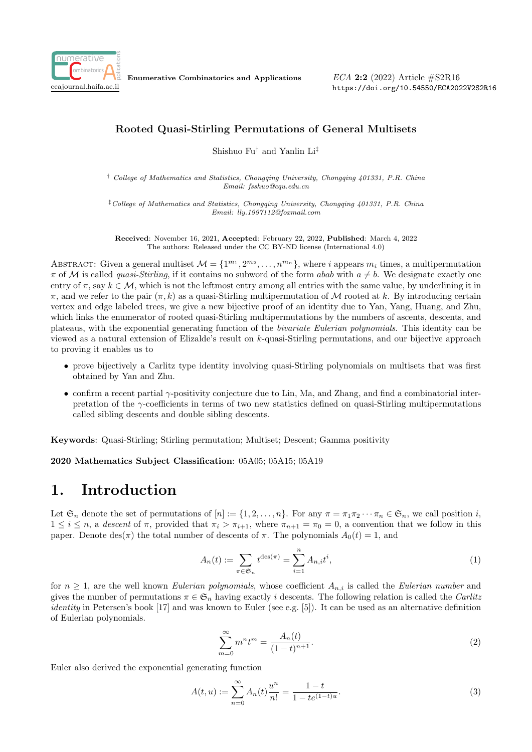# Rooted Quasi-Stirling Permutations of General Multisets

Shishuo Fu[†] and Yanlin Li[‡]

[†] *College of Mathematics and Statistics, Chongqing University, Chongqing 401331, P.R. China*
*Email: fsshuo@cqu.edu.cn*

[‡] *College of Mathematics and Statistics, Chongqing University, Chongqing 401331, P.R. China*
*Email: lly.1997112@foxmail.com*

**Received**: November 16, 2021, **Accepted**: February 22, 2022, **Published**: March 4, 2022
The authors: Released under the CC BY-ND license (International 4.0)

Abstract: Given a general multiset $\mathcal{M} = \{1^{m_1}, 2^{m_2}, \ldots, n^{m_n}\}$, where $i$ appears $m_i$ times, a multipermutation $\pi$ of $\mathcal{M}$ is called *quasi-Stirling*, if it contains no subword of the form $abab$ with $a \neq b$. We designate exactly one entry of $\pi$, say $k \in \mathcal{M}$, which is not the leftmost entry among all entries with the same value, by underlining it in $\pi$, and we refer to the pair $(\pi, k)$ as a quasi-Stirling multipermutation of $\mathcal{M}$ rooted at $k$. By introducing certain vertex and edge labeled trees, we give a new bijective proof of an identity due to Yan, Yang, Huang, and Zhu, which links the enumerator of rooted quasi-Stirling multipermutations by the numbers of ascents, descents, and plateaus, with the exponential generating function of the *bivariate Eulerian polynomials*. This identity can be viewed as a natural extension of Elizalde's result on $k$-quasi-Stirling permutations, and our bijective approach to proving it enables us to

- prove bijectively a Carlitz type identity involving quasi-Stirling polynomials on multisets that was first obtained by Yan and Zhu.
- confirm a recent partial $\gamma$-positivity conjecture due to Lin, Ma, and Zhang, and find a combinatorial interpretation of the $\gamma$-coefficients in terms of two new statistics defined on quasi-Stirling multipermutations called sibling descents and double sibling descents.

**Keywords**: Quasi-Stirling; Stirling permutation; Multiset; Descent; Gamma positivity

**2020 Mathematics Subject Classification**: 05A05; 05A15; 05A19

# 1. Introduction

Let $\mathfrak{S}_n$ denote the set of permutations of $[n] := \{1, 2, \ldots, n\}$. For any $\pi = \pi_1\pi_2 \cdots \pi_n \in \mathfrak{S}_n$, we call position $i$, $1 \le i \le n$, a *descent* of $\pi$, provided that $\pi_i > \pi_{i+1}$, where $\pi_{n+1} = \pi_0 = 0$, a convention that we follow in this paper. Denote $\operatorname{des}(\pi)$ the total number of descents of $\pi$. The polynomials $A_0(t) = 1$, and

$$A_n(t) := \sum_{\pi \in \mathfrak{S}_n} t^{\operatorname{des}(\pi)} = \sum_{i=1}^{n} A_{n,i} t^i, \tag{1}$$

for $n \ge 1$, are the well known *Eulerian polynomials*, whose coefficient $A_{n,i}$ is called the *Eulerian number* and gives the number of permutations $\pi \in \mathfrak{S}_n$ having exactly $i$ descents. The following relation is called the *Carlitz identity* in Petersen's book [17] and was known to Euler (see e.g. [5]). It can be used as an alternative definition of Eulerian polynomials.

$$\sum_{m=0}^{\infty} m^n t^m = \frac{A_n(t)}{(1-t)^{n+1}}. \tag{2}$$

Euler also derived the exponential generating function

$$A(t, u) := \sum_{n=0}^{\infty} A_n(t) \frac{u^n}{n!} = \frac{1-t}{1 - te^{(1-t)u}}. \tag{3}$$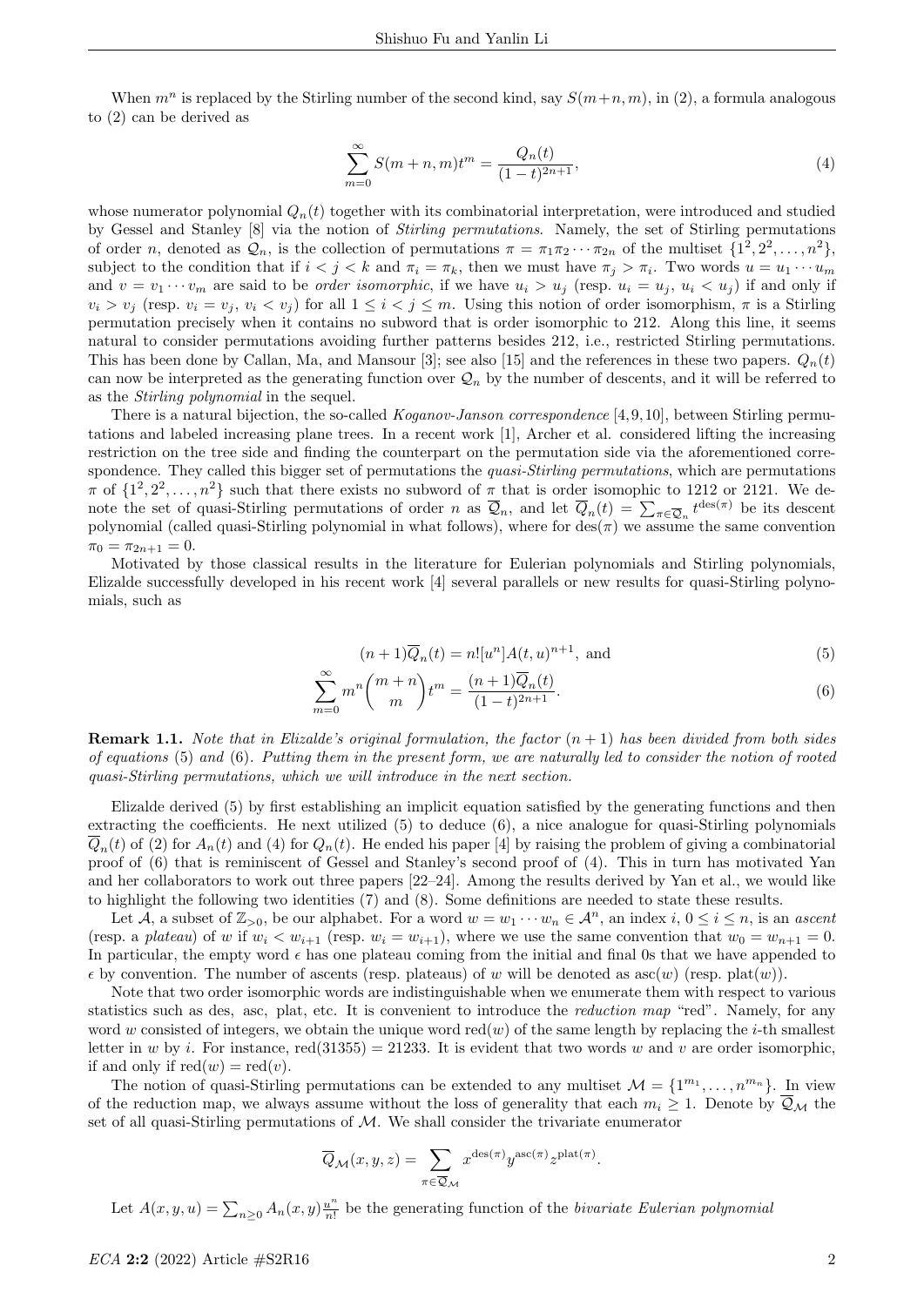When $m^n$ is replaced by the Stirling number of the second kind, say $S(m+n,m)$, in (2), a formula analogous to (2) can be derived as

$$\sum_{m=0}^{\infty} S(m+n,m)t^m = \frac{Q_n(t)}{(1-t)^{2n+1}}, \tag{4}$$

whose numerator polynomial $Q_n(t)$ together with its combinatorial interpretation, were introduced and studied by Gessel and Stanley [8] via the notion of *Stirling permutations*. Namely, the set of Stirling permutations of order $n$, denoted as $\mathcal{Q}_n$, is the collection of permutations $\pi = \pi_1\pi_2\cdots\pi_{2n}$ of the multiset $\{1^2, 2^2, \ldots, n^2\}$, subject to the condition that if $i < j < k$ and $\pi_i = \pi_k$, then we must have $\pi_j > \pi_i$. Two words $u = u_1\cdots u_m$ and $v = v_1\cdots v_m$ are said to be *order isomorphic*, if we have $u_i > u_j$ (resp. $u_i = u_j$, $u_i < u_j$) if and only if $v_i > v_j$ (resp. $v_i = v_j$, $v_i < v_j$) for all $1 \le i < j \le m$. Using this notion of order isomorphism, $\pi$ is a Stirling permutation precisely when it contains no subword that is order isomorphic to 212. Along this line, it seems natural to consider permutations avoiding further patterns besides 212, i.e., restricted Stirling permutations. This has been done by Callan, Ma, and Mansour [3]; see also [15] and the references in these two papers. $Q_n(t)$ can now be interpreted as the generating function over $\mathcal{Q}_n$ by the number of descents, and it will be referred to as the *Stirling polynomial* in the sequel.

There is a natural bijection, the so-called *Koganov-Janson correspondence* [4,9,10], between Stirling permutations and labeled increasing plane trees. In a recent work [1], Archer et al. considered lifting the increasing restriction on the tree side and finding the counterpart on the permutation side via the aforementioned correspondence. They called this bigger set of permutations the *quasi-Stirling permutations*, which are permutations $\pi$ of $\{1^2, 2^2, \ldots, n^2\}$ such that there exists no subword of $\pi$ that is order isomophic to 1212 or 2121. We denote the set of quasi-Stirling permutations of order $n$ as $\overline{\mathcal{Q}}_n$, and let $\overline{Q}_n(t) = \sum_{\pi\in\overline{\mathcal{Q}}_n} t^{\mathrm{des}(\pi)}$ be its descent polynomial (called quasi-Stirling polynomial in what follows), where for $\mathrm{des}(\pi)$ we assume the same convention $\pi_0 = \pi_{2n+1} = 0$.

Motivated by those classical results in the literature for Eulerian polynomials and Stirling polynomials, Elizalde successfully developed in his recent work [4] several parallels or new results for quasi-Stirling polynomials, such as

$$(n+1)\overline{Q}_n(t) = n![u^n]A(t,u)^{n+1}, \text{ and} \tag{5}$$

$$\sum_{m=0}^{\infty} m^n \binom{m+n}{m} t^m = \frac{(n+1)\overline{Q}_n(t)}{(1-t)^{2n+1}}. \tag{6}$$

**Remark 1.1.** *Note that in Elizalde's original formulation, the factor $(n+1)$ has been divided from both sides of equations* (5) *and* (6)*. Putting them in the present form, we are naturally led to consider the notion of rooted quasi-Stirling permutations, which we will introduce in the next section.*

Elizalde derived (5) by first establishing an implicit equation satisfied by the generating functions and then extracting the coefficients. He next utilized (5) to deduce (6), a nice analogue for quasi-Stirling polynomials $\overline{Q}_n(t)$ of (2) for $A_n(t)$ and (4) for $Q_n(t)$. He ended his paper [4] by raising the problem of giving a combinatorial proof of (6) that is reminiscent of Gessel and Stanley's second proof of (4). This in turn has motivated Yan and her collaborators to work out three papers [22–24]. Among the results derived by Yan et al., we would like to highlight the following two identities (7) and (8). Some definitions are needed to state these results.

Let $\mathcal{A}$, a subset of $\mathbb{Z}_{>0}$, be our alphabet. For a word $w = w_1\cdots w_n \in \mathcal{A}^n$, an index $i$, $0 \le i \le n$, is an *ascent* (resp. a *plateau*) of $w$ if $w_i < w_{i+1}$ (resp. $w_i = w_{i+1}$), where we use the same convention that $w_0 = w_{n+1} = 0$. In particular, the empty word $\epsilon$ has one plateau coming from the initial and final 0s that we have appended to $\epsilon$ by convention. The number of ascents (resp. plateaus) of $w$ will be denoted as $\mathrm{asc}(w)$ (resp. $\mathrm{plat}(w)$).

Note that two order isomorphic words are indistinguishable when we enumerate them with respect to various statistics such as des, asc, plat, etc. It is convenient to introduce the *reduction map* "red". Namely, for any word $w$ consisted of integers, we obtain the unique word $\mathrm{red}(w)$ of the same length by replacing the $i$-th smallest letter in $w$ by $i$. For instance, $\mathrm{red}(31355) = 21233$. It is evident that two words $w$ and $v$ are order isomorphic, if and only if $\mathrm{red}(w) = \mathrm{red}(v)$.

The notion of quasi-Stirling permutations can be extended to any multiset $\mathcal{M} = \{1^{m_1}, \ldots, n^{m_n}\}$. In view of the reduction map, we always assume without the loss of generality that each $m_i \ge 1$. Denote by $\overline{\mathcal{Q}}_{\mathcal{M}}$ the set of all quasi-Stirling permutations of $\mathcal{M}$. We shall consider the trivariate enumerator

$$\overline{Q}_{\mathcal{M}}(x,y,z) = \sum_{\pi\in\overline{\mathcal{Q}}_{\mathcal{M}}} x^{\mathrm{des}(\pi)} y^{\mathrm{asc}(\pi)} z^{\mathrm{plat}(\pi)}.$$

Let $A(x,y,u) = \sum_{n\ge 0} A_n(x,y)\frac{u^n}{n!}$ be the generating function of the *bivariate Eulerian polynomial*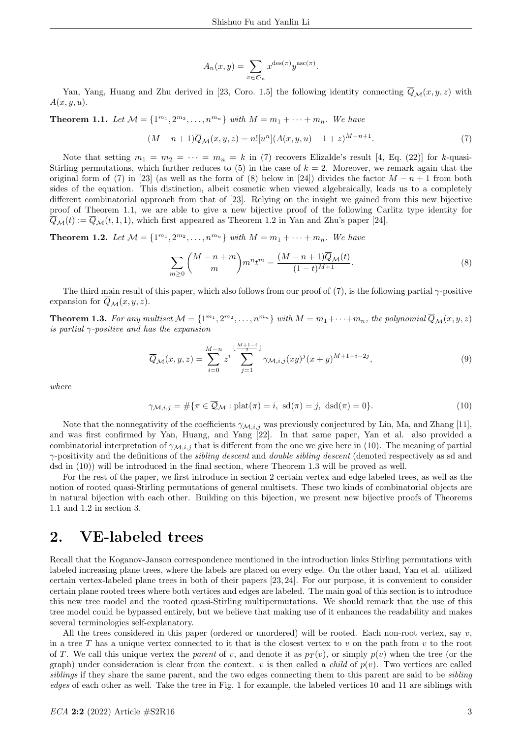$$A_n(x,y)=\sum_{\pi\in\mathfrak{S}_n} x^{\mathrm{des}(\pi)}y^{\mathrm{asc}(\pi)}.$$

Yan, Yang, Huang and Zhu derived in [23, Coro. 1.5] the following identity connecting $\overline{Q}_{\mathcal{M}}(x,y,z)$ with $A(x,y,u)$.

**Theorem 1.1.** *Let $\mathcal{M}=\{1^{m_1},2^{m_2},\dots,n^{m_n}\}$ with $M=m_1+\cdots+m_n$. We have*

$$(M-n+1)\overline{Q}_{\mathcal{M}}(x,y,z)=n![u^n](A(x,y,u)-1+z)^{M-n+1}. \tag{7}$$

Note that setting $m_1=m_2=\cdots=m_n=k$ in (7) recovers Elizalde's result [4, Eq. (22)] for $k$-quasi-Stirling permutations, which further reduces to (5) in the case of $k=2$. Moreover, we remark again that the original form of (7) in [23] (as well as the form of (8) below in [24]) divides the factor $M-n+1$ from both sides of the equation. This distinction, albeit cosmetic when viewed algebraically, leads us to a completely different combinatorial approach from that of [23]. Relying on the insight we gained from this new bijective proof of Theorem 1.1, we are able to give a new bijective proof of the following Carlitz type identity for $\overline{Q}_{\mathcal{M}}(t):=\overline{Q}_{\mathcal{M}}(t,1,1)$, which first appeared as Theorem 1.2 in Yan and Zhu's paper [24].

**Theorem 1.2.** *Let $\mathcal{M}=\{1^{m_1},2^{m_2},\dots,n^{m_n}\}$ with $M=m_1+\cdots+m_n$. We have*

$$\sum_{m\geq 0}\binom{M-n+m}{m}m^n t^m=\frac{(M-n+1)\overline{Q}_{\mathcal{M}}(t)}{(1-t)^{M+1}}. \tag{8}$$

The third main result of this paper, which also follows from our proof of (7), is the following partial $\gamma$-positive expansion for $\overline{Q}_{\mathcal{M}}(x,y,z)$.

**Theorem 1.3.** *For any multiset $\mathcal{M}=\{1^{m_1},2^{m_2},\dots,n^{m_n}\}$ with $M=m_1+\cdots+m_n$, the polynomial $\overline{Q}_{\mathcal{M}}(x,y,z)$ is partial $\gamma$-positive and has the expansion*

$$\overline{Q}_{\mathcal{M}}(x,y,z)=\sum_{i=0}^{M-n} z^i \sum_{j=1}^{\lfloor\frac{M+1-i}{2}\rfloor}\gamma_{\mathcal{M},i,j}(xy)^j(x+y)^{M+1-i-2j}, \tag{9}$$

*where*

$$\gamma_{\mathcal{M},i,j}=\#\{\pi\in\overline{\mathcal{Q}}_{\mathcal{M}}:\mathrm{plat}(\pi)=i,\ \mathrm{sd}(\pi)=j,\ \mathrm{dsd}(\pi)=0\}. \tag{10}$$

Note that the nonnegativity of the coefficients $\gamma_{\mathcal{M},i,j}$ was previously conjectured by Lin, Ma, and Zhang [11], and was first confirmed by Yan, Huang, and Yang [22]. In that same paper, Yan et al. also provided a combinatorial interpretation of $\gamma_{\mathcal{M},i,j}$ that is different from the one we give here in (10). The meaning of partial $\gamma$-positivity and the definitions of the *sibling descent* and *double sibling descent* (denoted respectively as sd and dsd in (10)) will be introduced in the final section, where Theorem 1.3 will be proved as well.

For the rest of the paper, we first introduce in section 2 certain vertex and edge labeled trees, as well as the notion of rooted quasi-Stirling permutations of general multisets. These two kinds of combinatorial objects are in natural bijection with each other. Building on this bijection, we present new bijective proofs of Theorems 1.1 and 1.2 in section 3.

## 2. VE-labeled trees

Recall that the Koganov-Janson correspondence mentioned in the introduction links Stirling permutations with labeled increasing plane trees, where the labels are placed on every edge. On the other hand, Yan et al. utilized certain vertex-labeled plane trees in both of their papers [23, 24]. For our purpose, it is convenient to consider certain plane rooted trees where both vertices and edges are labeled. The main goal of this section is to introduce this new tree model and the rooted quasi-Stirling multipermutations. We should remark that the use of this tree model could be bypassed entirely, but we believe that making use of it enhances the readability and makes several terminologies self-explanatory.

All the trees considered in this paper (ordered or unordered) will be rooted. Each non-root vertex, say $v$, in a tree $T$ has a unique vertex connected to it that is the closest vertex to $v$ on the path from $v$ to the root of $T$. We call this unique vertex the *parent* of $v$, and denote it as $p_T(v)$, or simply $p(v)$ when the tree (or the graph) under consideration is clear from the context. $v$ is then called a *child* of $p(v)$. Two vertices are called *siblings* if they share the same parent, and the two edges connecting them to this parent are said to be *sibling edges* of each other as well. Take the tree in Fig. 1 for example, the labeled vertices 10 and 11 are siblings with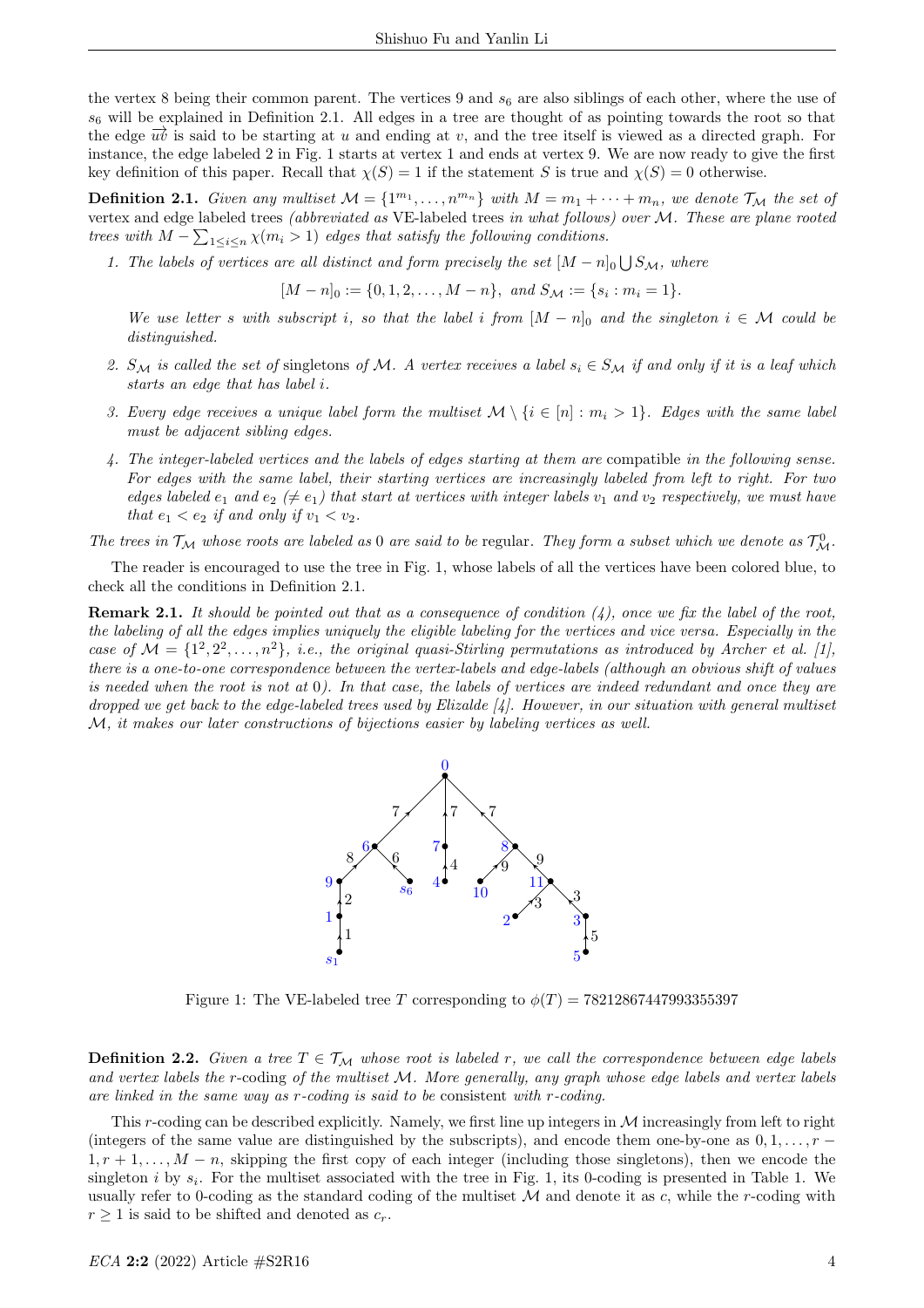the vertex 8 being their common parent. The vertices 9 and $s_6$ are also siblings of each other, where the use of $s_6$ will be explained in Definition 2.1. All edges in a tree are thought of as pointing towards the root so that the edge $\overrightarrow{uv}$ is said to be starting at $u$ and ending at $v$, and the tree itself is viewed as a directed graph. For instance, the edge labeled 2 in Fig. 1 starts at vertex 1 and ends at vertex 9. We are now ready to give the first key definition of this paper. Recall that $\chi(S) = 1$ if the statement $S$ is true and $\chi(S) = 0$ otherwise.

**Definition 2.1.** *Given any multiset $\mathcal{M} = \{1^{m_1}, \ldots, n^{m_n}\}$ with $M = m_1 + \cdots + m_n$, we denote $\mathcal{T}_{\mathcal{M}}$ the set of* vertex and edge labeled trees *(abbreviated as* VE-labeled trees *in what follows) over $\mathcal{M}$. These are plane rooted trees with $M - \sum_{1\le i\le n} \chi(m_i > 1)$ edges that satisfy the following conditions.*

1. *The labels of vertices are all distinct and form precisely the set $[M-n]_0 \bigcup S_{\mathcal{M}}$, where*
$$[M-n]_0 := \{0, 1, 2, \ldots, M-n\}, \text{ and } S_{\mathcal{M}} := \{s_i : m_i = 1\}.$$
*We use letter $s$ with subscript $i$, so that the label $i$ from $[M-n]_0$ and the singleton $i \in \mathcal{M}$ could be distinguished.*

2. *$S_{\mathcal{M}}$ is called the set of* singletons *of $\mathcal{M}$. A vertex receives a label $s_i \in S_{\mathcal{M}}$ if and only if it is a leaf which starts an edge that has label $i$.*

3. *Every edge receives a unique label form the multiset $\mathcal{M} \setminus \{i \in [n] : m_i > 1\}$. Edges with the same label must be adjacent sibling edges.*

4. *The integer-labeled vertices and the labels of edges starting at them are* compatible *in the following sense. For edges with the same label, their starting vertices are increasingly labeled from left to right. For two edges labeled $e_1$ and $e_2$ ($\neq e_1$) that start at vertices with integer labels $v_1$ and $v_2$ respectively, we must have that $e_1 < e_2$ if and only if $v_1 < v_2$.*

*The trees in $\mathcal{T}_{\mathcal{M}}$ whose roots are labeled as 0 are said to be* regular*. They form a subset which we denote as $\mathcal{T}^0_{\mathcal{M}}$.*

The reader is encouraged to use the tree in Fig. 1, whose labels of all the vertices have been colored blue, to check all the conditions in Definition 2.1.

**Remark 2.1.** *It should be pointed out that as a consequence of condition (4), once we fix the label of the root, the labeling of all the edges implies uniquely the eligible labeling for the vertices and vice versa. Especially in the case of $\mathcal{M} = \{1^2, 2^2, \ldots, n^2\}$, i.e., the original quasi-Stirling permutations as introduced by Archer et al. [1], there is a one-to-one correspondence between the vertex-labels and edge-labels (although an obvious shift of values is needed when the root is not at 0). In that case, the labels of vertices are indeed redundant and once they are dropped we get back to the edge-labeled trees used by Elizalde [4]. However, in our situation with general multiset $\mathcal{M}$, it makes our later constructions of bijections easier by labeling vertices as well.*

Figure 1: The VE-labeled tree $T$ corresponding to $\phi(T) = 78212867447993355397$

**Definition 2.2.** *Given a tree $T \in \mathcal{T}_{\mathcal{M}}$ whose root is labeled $r$, we call the correspondence between edge labels and vertex labels the $r$-*coding *of the multiset $\mathcal{M}$. More generally, any graph whose edge labels and vertex labels are linked in the same way as $r$-coding is said to be* consistent *with $r$-coding.*

This $r$-coding can be described explicitly. Namely, we first line up integers in $\mathcal{M}$ increasingly from left to right (integers of the same value are distinguished by the subscripts), and encode them one-by-one as $0, 1, \ldots, r-1, r+1, \ldots, M-n$, skipping the first copy of each integer (including those singletons), then we encode the singleton $i$ by $s_i$. For the multiset associated with the tree in Fig. 1, its 0-coding is presented in Table 1. We usually refer to 0-coding as the standard coding of the multiset $\mathcal{M}$ and denote it as $c$, while the $r$-coding with $r \geq 1$ is said to be shifted and denoted as $c_r$.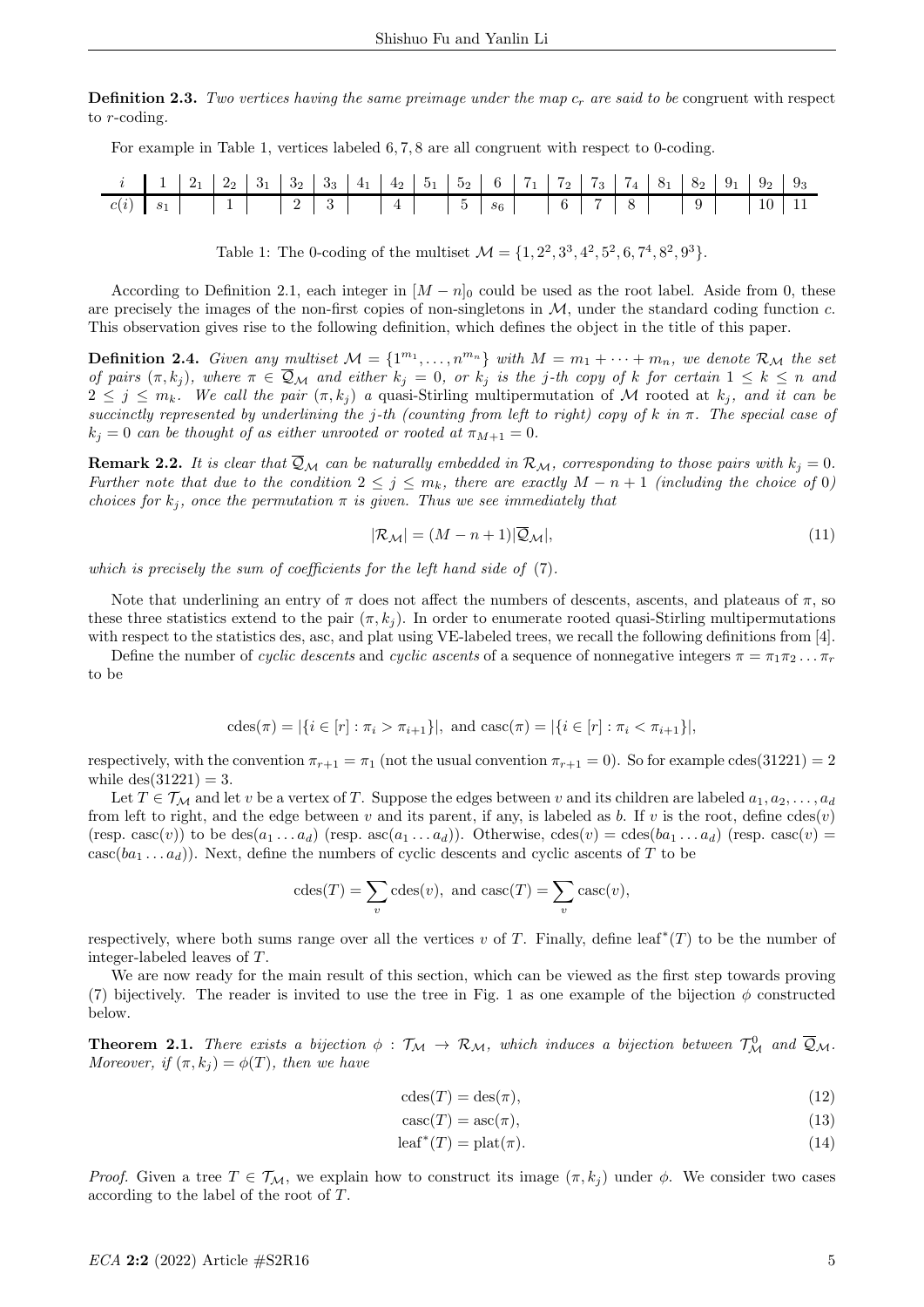**Definition 2.3.** *Two vertices having the same preimage under the map $c_r$ are said to be* congruent with respect to $r$-coding.

For example in Table 1, vertices labeled $6, 7, 8$ are all congruent with respect to 0-coding.

| $i$ | $1$ | $2_1$ | $2_2$ | $3_1$ | $3_2$ | $3_3$ | $4_1$ | $4_2$ | $5_1$ | $5_2$ | $6$ | $7_1$ | $7_2$ | $7_3$ | $7_4$ | $8_1$ | $8_2$ | $9_1$ | $9_2$ | $9_3$ |
|---|---|---|---|---|---|---|---|---|---|---|---|---|---|---|---|---|---|---|---|---|
| $c(i)$ | $s_1$ | | $1$ | | $2$ | $3$ | | $4$ | | $5$ | $s_6$ | | $6$ | $7$ | $8$ | | $9$ | | $10$ | $11$ |

Table 1: The 0-coding of the multiset $\mathcal{M} = \{1, 2^2, 3^3, 4^2, 5^2, 6, 7^4, 8^2, 9^3\}$.

According to Definition 2.1, each integer in $[M-n]_0$ could be used as the root label. Aside from 0, these are precisely the images of the non-first copies of non-singletons in $\mathcal{M}$, under the standard coding function $c$. This observation gives rise to the following definition, which defines the object in the title of this paper.

**Definition 2.4.** *Given any multiset $\mathcal{M} = \{1^{m_1}, \dots, n^{m_n}\}$ with $M = m_1 + \cdots + m_n$, we denote $\mathcal{R}_{\mathcal{M}}$ the set of pairs $(\pi, k_j)$, where $\pi \in \overline{\mathcal{Q}}_{\mathcal{M}}$ and either $k_j = 0$, or $k_j$ is the $j$-th copy of $k$ for certain $1 \le k \le n$ and $2 \le j \le m_k$. We call the pair $(\pi, k_j)$ a quasi-Stirling multipermutation of $\mathcal{M}$ rooted at $k_j$, and it can be succinctly represented by underlining the $j$-th (counting from left to right) copy of $k$ in $\pi$. The special case of $k_j = 0$ can be thought of as either unrooted or rooted at $\pi_{M+1} = 0$.*

**Remark 2.2.** *It is clear that $\overline{\mathcal{Q}}_{\mathcal{M}}$ can be naturally embedded in $\mathcal{R}_{\mathcal{M}}$, corresponding to those pairs with $k_j = 0$. Further note that due to the condition $2 \le j \le m_k$, there are exactly $M - n + 1$ (including the choice of 0) choices for $k_j$, once the permutation $\pi$ is given. Thus we see immediately that*

$$|\mathcal{R}_{\mathcal{M}}| = (M - n + 1)|\overline{\mathcal{Q}}_{\mathcal{M}}|, \tag{11}$$

*which is precisely the sum of coefficients for the left hand side of* (7).

Note that underlining an entry of $\pi$ does not affect the numbers of descents, ascents, and plateaus of $\pi$, so these three statistics extend to the pair $(\pi, k_j)$. In order to enumerate rooted quasi-Stirling multipermutations with respect to the statistics des, asc, and plat using VE-labeled trees, we recall the following definitions from [4].

Define the number of *cyclic descents* and *cyclic ascents* of a sequence of nonnegative integers $\pi = \pi_1\pi_2 \dots \pi_r$ to be

$$\mathrm{cdes}(\pi) = |\{i \in [r] : \pi_i > \pi_{i+1}\}|, \text{ and } \mathrm{casc}(\pi) = |\{i \in [r] : \pi_i < \pi_{i+1}\}|,$$

respectively, with the convention $\pi_{r+1} = \pi_1$ (not the usual convention $\pi_{r+1} = 0$). So for example $\mathrm{cdes}(31221) = 2$ while $\mathrm{des}(31221) = 3$.

Let $T \in \mathcal{T}_{\mathcal{M}}$ and let $v$ be a vertex of $T$. Suppose the edges between $v$ and its children are labeled $a_1, a_2, \dots, a_d$ from left to right, and the edge between $v$ and its parent, if any, is labeled as $b$. If $v$ is the root, define $\mathrm{cdes}(v)$ (resp. $\mathrm{casc}(v)$) to be $\mathrm{des}(a_1 \dots a_d)$ (resp. $\mathrm{asc}(a_1 \dots a_d)$). Otherwise, $\mathrm{cdes}(v) = \mathrm{cdes}(ba_1 \dots a_d)$ (resp. $\mathrm{casc}(v) = \mathrm{casc}(ba_1 \dots a_d)$). Next, define the numbers of cyclic descents and cyclic ascents of $T$ to be

$$\mathrm{cdes}(T) = \sum_v \mathrm{cdes}(v), \text{ and } \mathrm{casc}(T) = \sum_v \mathrm{casc}(v),$$

respectively, where both sums range over all the vertices $v$ of $T$. Finally, define $\mathrm{leaf}^*(T)$ to be the number of integer-labeled leaves of $T$.

We are now ready for the main result of this section, which can be viewed as the first step towards proving (7) bijectively. The reader is invited to use the tree in Fig. 1 as one example of the bijection $\phi$ constructed below.

**Theorem 2.1.** *There exists a bijection $\phi : \mathcal{T}_{\mathcal{M}} \to \mathcal{R}_{\mathcal{M}}$, which induces a bijection between $\mathcal{T}^0_{\mathcal{M}}$ and $\overline{\mathcal{Q}}_{\mathcal{M}}$. Moreover, if $(\pi, k_j) = \phi(T)$, then we have*

$$\mathrm{cdes}(T) = \mathrm{des}(\pi), \tag{12}$$

$$\mathrm{casc}(T) = \mathrm{asc}(\pi), \tag{13}$$

$$\mathrm{leaf}^*(T) = \mathrm{plat}(\pi). \tag{14}$$

*Proof.* Given a tree $T \in \mathcal{T}_{\mathcal{M}}$, we explain how to construct its image $(\pi, k_j)$ under $\phi$. We consider two cases according to the label of the root of $T$.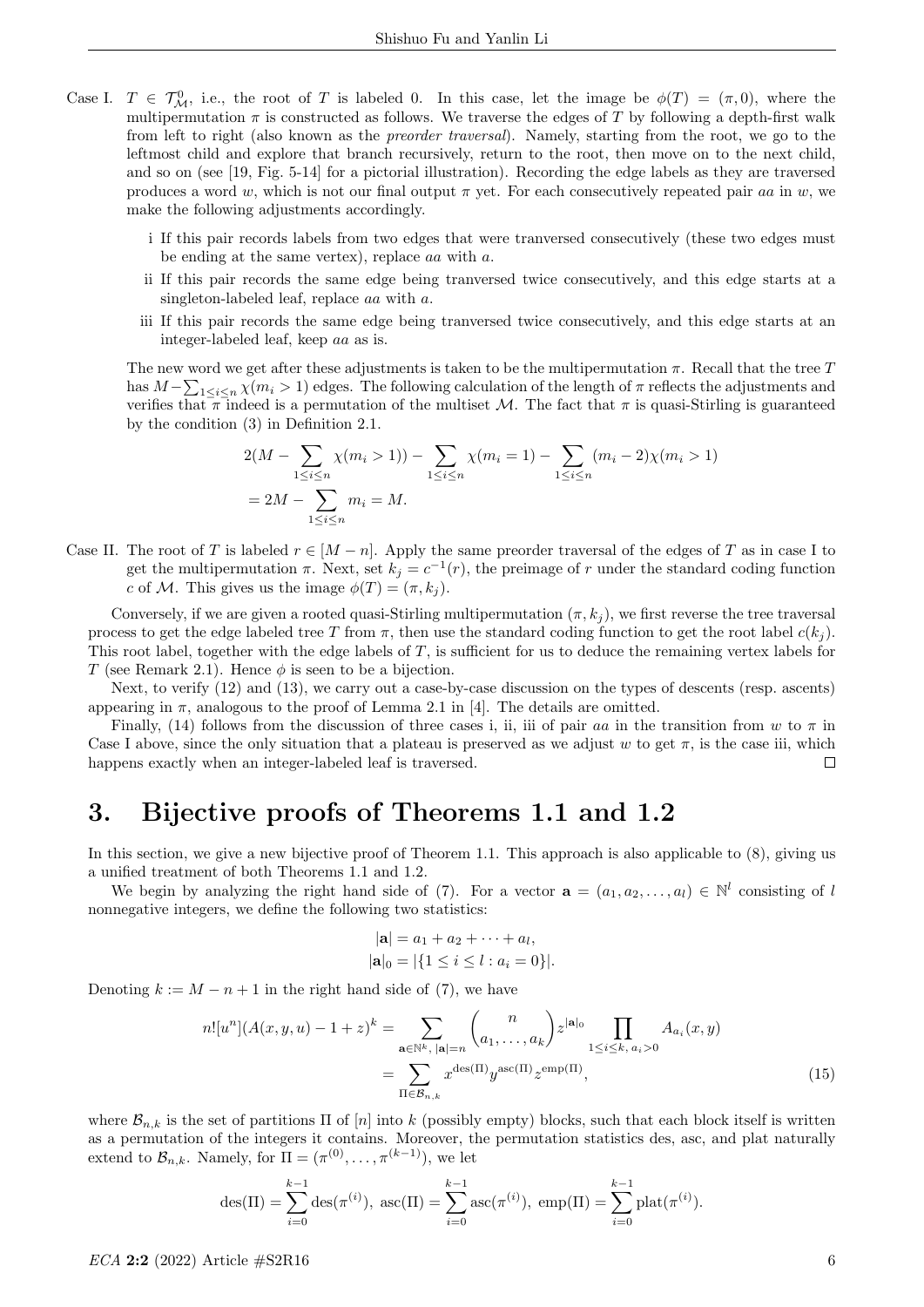Case I. $T \in \mathcal{T}^0_{\mathcal{M}}$, i.e., the root of $T$ is labeled 0. In this case, let the image be $\phi(T) = (\pi, 0)$, where the multipermutation $\pi$ is constructed as follows. We traverse the edges of $T$ by following a depth-first walk from left to right (also known as the *preorder traversal*). Namely, starting from the root, we go to the leftmost child and explore that branch recursively, return to the root, then move on to the next child, and so on (see [19, Fig. 5-14] for a pictorial illustration). Recording the edge labels as they are traversed produces a word $w$, which is not our final output $\pi$ yet. For each consecutively repeated pair $aa$ in $w$, we make the following adjustments accordingly.

i If this pair records labels from two edges that were tranversed consecutively (these two edges must be ending at the same vertex), replace $aa$ with $a$.

ii If this pair records the same edge being tranversed twice consecutively, and this edge starts at a singleton-labeled leaf, replace $aa$ with $a$.

iii If this pair records the same edge being tranversed twice consecutively, and this edge starts at an integer-labeled leaf, keep $aa$ as is.

The new word we get after these adjustments is taken to be the multipermutation $\pi$. Recall that the tree $T$ has $M - \sum_{1\le i\le n}\chi(m_i>1)$ edges. The following calculation of the length of $\pi$ reflects the adjustments and verifies that $\pi$ indeed is a permutation of the multiset $\mathcal{M}$. The fact that $\pi$ is quasi-Stirling is guaranteed by the condition (3) in Definition 2.1.

$$
\begin{aligned}
&2(M - \sum_{1\le i\le n}\chi(m_i>1)) - \sum_{1\le i\le n}\chi(m_i=1) - \sum_{1\le i\le n}(m_i-2)\chi(m_i>1)\\
&= 2M - \sum_{1\le i\le n} m_i = M.
\end{aligned}
$$

Case II. The root of $T$ is labeled $r \in [M-n]$. Apply the same preorder traversal of the edges of $T$ as in case I to get the multipermutation $\pi$. Next, set $k_j = c^{-1}(r)$, the preimage of $r$ under the standard coding function $c$ of $\mathcal{M}$. This gives us the image $\phi(T) = (\pi, k_j)$.

Conversely, if we are given a rooted quasi-Stirling multipermutation $(\pi, k_j)$, we first reverse the tree traversal process to get the edge labeled tree $T$ from $\pi$, then use the standard coding function to get the root label $c(k_j)$. This root label, together with the edge labels of $T$, is sufficient for us to deduce the remaining vertex labels for $T$ (see Remark 2.1). Hence $\phi$ is seen to be a bijection.

Next, to verify (12) and (13), we carry out a case-by-case discussion on the types of descents (resp. ascents) appearing in $\pi$, analogous to the proof of Lemma 2.1 in [4]. The details are omitted.

Finally, (14) follows from the discussion of three cases i, ii, iii of pair $aa$ in the transition from $w$ to $\pi$ in Case I above, since the only situation that a plateau is preserved as we adjust $w$ to get $\pi$, is the case iii, which happens exactly when an integer-labeled leaf is traversed. $\square$

## 3. Bijective proofs of Theorems 1.1 and 1.2

In this section, we give a new bijective proof of Theorem 1.1. This approach is also applicable to (8), giving us a unified treatment of both Theorems 1.1 and 1.2.

We begin by analyzing the right hand side of (7). For a vector $\mathbf{a} = (a_1, a_2, \dots, a_l) \in \mathbb{N}^l$ consisting of $l$ nonnegative integers, we define the following two statistics:

$$
\begin{aligned}
|\mathbf{a}| &= a_1 + a_2 + \cdots + a_l,\\
|\mathbf{a}|_0 &= |\{1 \le i \le l : a_i = 0\}|.
\end{aligned}
$$

Denoting $k := M - n + 1$ in the right hand side of (7), we have

$$
\begin{aligned}
n![u^n](A(x,y,u) - 1 + z)^k &= \sum_{\mathbf{a}\in\mathbb{N}^k,\, |\mathbf{a}|=n} \binom{n}{a_1,\dots,a_k} z^{|\mathbf{a}|_0} \prod_{1\le i\le k,\, a_i>0} A_{a_i}(x,y)\\
&= \sum_{\Pi\in\mathcal{B}_{n,k}} x^{\mathrm{des}(\Pi)} y^{\mathrm{asc}(\Pi)} z^{\mathrm{emp}(\Pi)},
\end{aligned} \tag{15}
$$

where $\mathcal{B}_{n,k}$ is the set of partitions $\Pi$ of $[n]$ into $k$ (possibly empty) blocks, such that each block itself is written as a permutation of the integers it contains. Moreover, the permutation statistics des, asc, and plat naturally extend to $\mathcal{B}_{n,k}$. Namely, for $\Pi = (\pi^{(0)}, \dots, \pi^{(k-1)})$, we let

$$
\mathrm{des}(\Pi) = \sum_{i=0}^{k-1}\mathrm{des}(\pi^{(i)}),\ \mathrm{asc}(\Pi) = \sum_{i=0}^{k-1}\mathrm{asc}(\pi^{(i)}),\ \mathrm{emp}(\Pi) = \sum_{i=0}^{k-1}\mathrm{plat}(\pi^{(i)}).
$$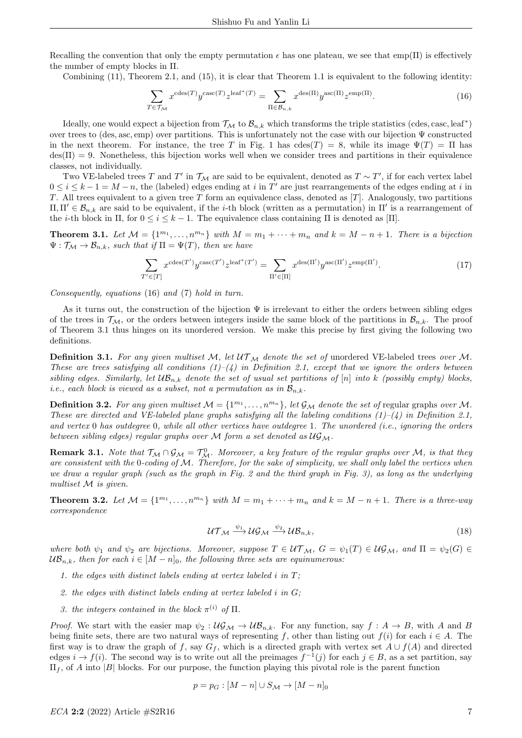Recalling the convention that only the empty permutation $\epsilon$ has one plateau, we see that $\mathrm{emp}(\Pi)$ is effectively the number of empty blocks in $\Pi$.

Combining (11), Theorem 2.1, and (15), it is clear that Theorem 1.1 is equivalent to the following identity:

$$\sum_{T\in\mathcal{T}_{\mathcal{M}}} x^{\mathrm{cdes}(T)}y^{\mathrm{casc}(T)}z^{\mathrm{leaf}^*(T)} = \sum_{\Pi\in\mathcal{B}_{n,k}} x^{\mathrm{des}(\Pi)}y^{\mathrm{asc}(\Pi)}z^{\mathrm{emp}(\Pi)}. \tag{16}$$

Ideally, one would expect a bijection from $\mathcal{T}_{\mathcal{M}}$ to $\mathcal{B}_{n,k}$ which transforms the triple statistics (cdes, casc, leaf$^*$) over trees to (des, asc, emp) over partitions. This is unfortunately not the case with our bijection $\Psi$ constructed in the next theorem. For instance, the tree $T$ in Fig. 1 has $\mathrm{cdes}(T) = 8$, while its image $\Psi(T) = \Pi$ has $\mathrm{des}(\Pi) = 9$. Nonetheless, this bijection works well when we consider trees and partitions in their equivalence classes, not individually.

Two VE-labeled trees $T$ and $T'$ in $\mathcal{T}_{\mathcal{M}}$ are said to be equivalent, denoted as $T \sim T'$, if for each vertex label $0 \le i \le k-1 = M-n$, the (labeled) edges ending at $i$ in $T'$ are just rearrangements of the edges ending at $i$ in $T$. All trees equivalent to a given tree $T$ form an equivalence class, denoted as $[T]$. Analogously, two partitions $\Pi, \Pi' \in \mathcal{B}_{n,k}$ are said to be equivalent, if the $i$-th block (written as a permutation) in $\Pi'$ is a rearrangement of the $i$-th block in $\Pi$, for $0 \le i \le k-1$. The equivalence class containing $\Pi$ is denoted as $[\Pi]$.

**Theorem 3.1.** *Let $\mathcal{M} = \{1^{m_1}, \ldots, n^{m_n}\}$ with $M = m_1 + \cdots + m_n$ and $k = M-n+1$. There is a bijection $\Psi : \mathcal{T}_{\mathcal{M}} \to \mathcal{B}_{n,k}$, such that if $\Pi = \Psi(T)$, then we have*

$$\sum_{T'\in[T]} x^{\mathrm{cdes}(T')}y^{\mathrm{casc}(T')}z^{\mathrm{leaf}^*(T')} = \sum_{\Pi'\in[\Pi]} x^{\mathrm{des}(\Pi')}y^{\mathrm{asc}(\Pi')}z^{\mathrm{emp}(\Pi')}. \tag{17}$$

*Consequently, equations* (16) *and* (7) *hold in turn.*

As it turns out, the construction of the bijection $\Psi$ is irrelevant to either the orders between sibling edges of the trees in $\mathcal{T}_{\mathcal{M}}$, or the orders between integers inside the same block of the partitions in $\mathcal{B}_{n,k}$. The proof of Theorem 3.1 thus hinges on its unordered version. We make this precise by first giving the following two definitions.

**Definition 3.1.** *For any given multiset $\mathcal{M}$, let $\mathcal{UT}_{\mathcal{M}}$ denote the set of* unordered VE-labeled trees *over $\mathcal{M}$. These are trees satisfying all conditions (1)–(4) in Definition 2.1, except that we ignore the orders between sibling edges. Similarly, let $\mathcal{UB}_{n,k}$ denote the set of usual set partitions of $[n]$ into $k$ (possibly empty) blocks, i.e., each block is viewed as a subset, not a permutation as in $\mathcal{B}_{n,k}$.*

**Definition 3.2.** *For any given multiset $\mathcal{M} = \{1^{m_1}, \ldots, n^{m_n}\}$, let $\mathcal{G}_{\mathcal{M}}$ denote the set of* regular graphs *over $\mathcal{M}$. These are directed and VE-labeled plane graphs satisfying all the labeling conditions (1)–(4) in Definition 2.1, and vertex 0 has outdegree 0, while all other vertices have outdegree 1. The unordered (i.e., ignoring the orders between sibling edges) regular graphs over $\mathcal{M}$ form a set denoted as $\mathcal{UG}_{\mathcal{M}}$.*

**Remark 3.1.** *Note that $\mathcal{T}_{\mathcal{M}} \cap \mathcal{G}_{\mathcal{M}} = \mathcal{T}^0_{\mathcal{M}}$. Moreover, a key feature of the regular graphs over $\mathcal{M}$, is that they are consistent with the 0-coding of $\mathcal{M}$. Therefore, for the sake of simplicity, we shall only label the vertices when we draw a regular graph (such as the graph in Fig. 2 and the third graph in Fig. 3), as long as the underlying multiset $\mathcal{M}$ is given.*

**Theorem 3.2.** *Let $\mathcal{M} = \{1^{m_1}, \ldots, n^{m_n}\}$ with $M = m_1 + \cdots + m_n$ and $k = M-n+1$. There is a three-way correspondence*

$$\mathcal{UT}_{\mathcal{M}} \xrightarrow{\psi_1} \mathcal{UG}_{\mathcal{M}} \xrightarrow{\psi_2} \mathcal{UB}_{n,k}, \tag{18}$$

*where both $\psi_1$ and $\psi_2$ are bijections. Moreover, suppose $T \in \mathcal{UT}_{\mathcal{M}}$, $G = \psi_1(T) \in \mathcal{UG}_{\mathcal{M}}$, and $\Pi = \psi_2(G) \in \mathcal{UB}_{n,k}$, then for each $i \in [M-n]_0$, the following three sets are equinumerous:*

1. *the edges with distinct labels ending at vertex labeled $i$ in $T$;*
2. *the edges with distinct labels ending at vertex labeled $i$ in $G$;*
3. *the integers contained in the block $\pi^{(i)}$ of $\Pi$.*

*Proof.* We start with the easier map $\psi_2 : \mathcal{UG}_{\mathcal{M}} \to \mathcal{UB}_{n,k}$. For any function, say $f : A \to B$, with $A$ and $B$ being finite sets, there are two natural ways of representing $f$, other than listing out $f(i)$ for each $i \in A$. The first way is to draw the graph of $f$, say $G_f$, which is a directed graph with vertex set $A \cup f(A)$ and directed edges $i \to f(i)$. The second way is to write out all the preimages $f^{-1}(j)$ for each $j \in B$, as a set partition, say $\Pi_f$, of $A$ into $|B|$ blocks. For our purpose, the function playing this pivotal role is the parent function

$$p = p_G : [M-n] \cup S_{\mathcal{M}} \to [M-n]_0$$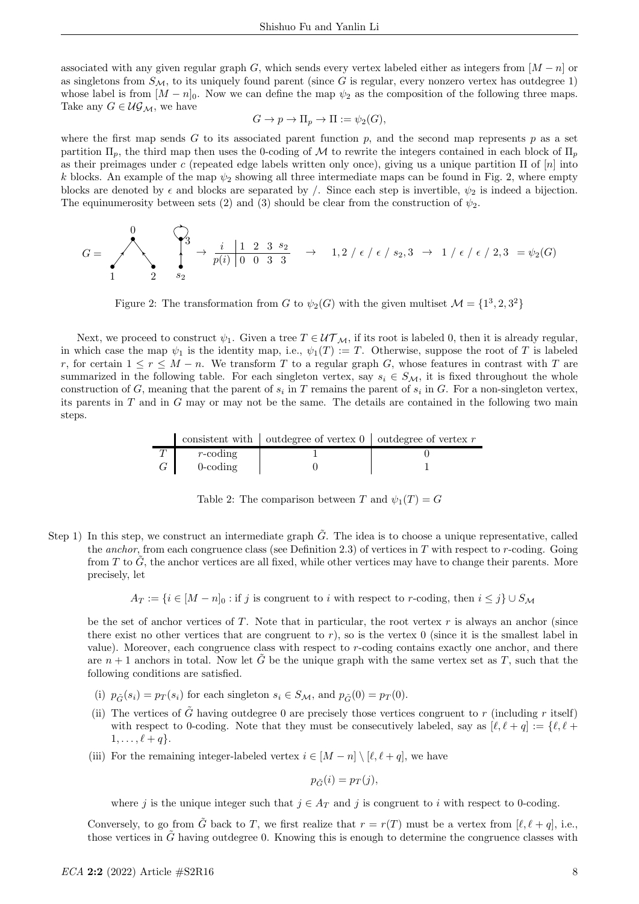associated with any given regular graph $G$, which sends every vertex labeled either as integers from $[M-n]$ or as singletons from $S_{\mathcal{M}}$, to its uniquely found parent (since $G$ is regular, every nonzero vertex has outdegree 1) whose label is from $[M-n]_0$. Now we can define the map $\psi_2$ as the composition of the following three maps. Take any $G \in \mathcal{UG}_{\mathcal{M}}$, we have

$$G \to p \to \Pi_p \to \Pi := \psi_2(G),$$

where the first map sends $G$ to its associated parent function $p$, and the second map represents $p$ as a set partition $\Pi_p$, the third map then uses the 0-coding of $\mathcal{M}$ to rewrite the integers contained in each block of $\Pi_p$ as their preimages under $c$ (repeated edge labels written only once), giving us a unique partition $\Pi$ of $[n]$ into $k$ blocks. An example of the map $\psi_2$ showing all three intermediate maps can be found in Fig. 2, where empty blocks are denoted by $\epsilon$ and blocks are separated by /. Since each step is invertible, $\psi_2$ is indeed a bijection. The equinumerosity between sets (2) and (3) should be clear from the construction of $\psi_2$.

$$G = \;[\text{graph}]\; \to \begin{array}{c|cccc} i & 1 & 2 & 3 & s_2 \\ \hline p(i) & 0 & 0 & 3 & 3 \end{array} \;\to\; 1,2\ /\ \epsilon\ /\ \epsilon\ /\ s_2,3 \;\to\; 1\ /\ \epsilon\ /\ \epsilon\ /\ 2,3 \;= \psi_2(G)$$

Figure 2: The transformation from $G$ to $\psi_2(G)$ with the given multiset $\mathcal{M} = \{1^3, 2, 3^2\}$

Next, we proceed to construct $\psi_1$. Given a tree $T \in \mathcal{UT}_{\mathcal{M}}$, if its root is labeled 0, then it is already regular, in which case the map $\psi_1$ is the identity map, i.e., $\psi_1(T) := T$. Otherwise, suppose the root of $T$ is labeled $r$, for certain $1 \le r \le M-n$. We transform $T$ to a regular graph $G$, whose features in contrast with $T$ are summarized in the following table. For each singleton vertex, say $s_i \in S_{\mathcal{M}}$, it is fixed throughout the whole construction of $G$, meaning that the parent of $s_i$ in $T$ remains the parent of $s_i$ in $G$. For a non-singleton vertex, its parents in $T$ and in $G$ may or may not be the same. The details are contained in the following two main steps.

|  | consistent with | outdegree of vertex 0 | outdegree of vertex $r$ |
|---|---|---|---|
| $T$ | $r$-coding | 1 | 0 |
| $G$ | 0-coding | 0 | 1 |

Table 2: The comparison between $T$ and $\psi_1(T) = G$

Step 1) In this step, we construct an intermediate graph $\tilde{G}$. The idea is to choose a unique representative, called the *anchor*, from each congruence class (see Definition 2.3) of vertices in $T$ with respect to $r$-coding. Going from $T$ to $\tilde{G}$, the anchor vertices are all fixed, while other vertices may have to change their parents. More precisely, let

$$A_T := \{i \in [M-n]_0 : \text{if } j \text{ is congruent to } i \text{ with respect to } r\text{-coding, then } i \le j\} \cup S_{\mathcal{M}}$$

be the set of anchor vertices of $T$. Note that in particular, the root vertex $r$ is always an anchor (since there exist no other vertices that are congruent to $r$), so is the vertex 0 (since it is the smallest label in value). Moreover, each congruence class with respect to $r$-coding contains exactly one anchor, and there are $n+1$ anchors in total. Now let $\tilde{G}$ be the unique graph with the same vertex set as $T$, such that the following conditions are satisfied.

(i) $p_{\tilde{G}}(s_i) = p_T(s_i)$ for each singleton $s_i \in S_{\mathcal{M}}$, and $p_{\tilde{G}}(0) = p_T(0)$.

(ii) The vertices of $\tilde{G}$ having outdegree 0 are precisely those vertices congruent to $r$ (including $r$ itself) with respect to 0-coding. Note that they must be consecutively labeled, say as $[\ell, \ell+q] := \{\ell, \ell+1, \ldots, \ell+q\}$.

(iii) For the remaining integer-labeled vertex $i \in [M-n] \setminus [\ell, \ell+q]$, we have

$$p_{\tilde{G}}(i) = p_T(j),$$

where $j$ is the unique integer such that $j \in A_T$ and $j$ is congruent to $i$ with respect to 0-coding.

Conversely, to go from $\tilde{G}$ back to $T$, we first realize that $r = r(T)$ must be a vertex from $[\ell, \ell+q]$, i.e., those vertices in $\tilde{G}$ having outdegree 0. Knowing this is enough to determine the congruence classes with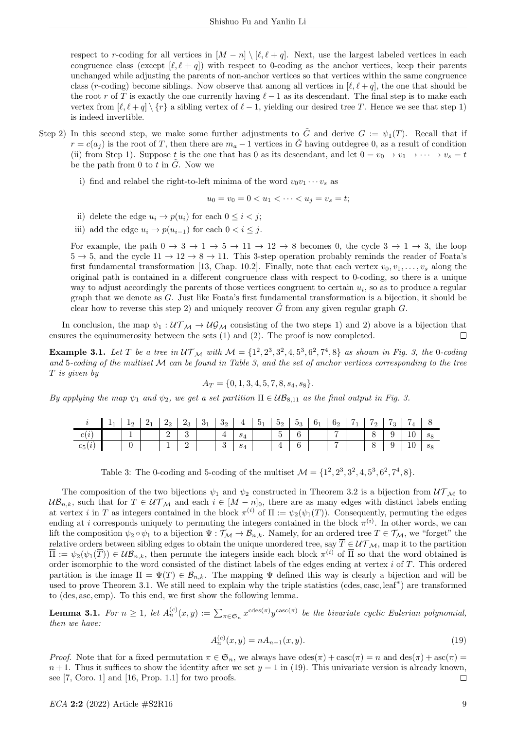respect to $r$-coding for all vertices in $[M-n] \setminus [\ell, \ell+q]$. Next, use the largest labeled vertices in each congruence class (except $[\ell, \ell+q]$) with respect to 0-coding as the anchor vertices, keep their parents unchanged while adjusting the parents of non-anchor vertices so that vertices within the same congruence class ($r$-coding) become siblings. Now observe that among all vertices in $[\ell, \ell+q]$, the one that should be the root $r$ of $T$ is exactly the one currently having $\ell-1$ as its descendant. The final step is to make each vertex from $[\ell, \ell+q] \setminus \{r\}$ a sibling vertex of $\ell-1$, yielding our desired tree $T$. Hence we see that step 1) is indeed invertible.

Step 2) In this second step, we make some further adjustments to $\tilde{G}$ and derive $G := \psi_1(T)$. Recall that if $r = c(a_j)$ is the root of $T$, then there are $m_a - 1$ vertices in $\tilde{G}$ having outdegree 0, as a result of condition (ii) from Step 1). Suppose $t$ is the one that has 0 as its descendant, and let $0 = v_0 \to v_1 \to \cdots \to v_s = t$ be the path from 0 to $t$ in $\tilde{G}$. Now we

i) find and relabel the right-to-left minima of the word $v_0 v_1 \cdots v_s$ as

$$u_0 = v_0 = 0 < u_1 < \cdots < u_j = v_s = t;$$

ii) delete the edge $u_i \to p(u_i)$ for each $0 \le i < j$;

iii) add the edge $u_i \to p(u_{i-1})$ for each $0 < i \le j$.

For example, the path $0 \to 3 \to 1 \to 5 \to 11 \to 12 \to 8$ becomes 0, the cycle $3 \to 1 \to 3$, the loop $5 \to 5$, and the cycle $11 \to 12 \to 8 \to 11$. This 3-step operation probably reminds the reader of Foata's first fundamental transformation [13, Chap. 10.2]. Finally, note that each vertex $v_0, v_1, \ldots, v_s$ along the original path is contained in a different congruence class with respect to 0-coding, so there is a unique way to adjust accordingly the parents of those vertices congruent to certain $u_i$, so as to produce a regular graph that we denote as $G$. Just like Foata's first fundamental transformation is a bijection, it should be clear how to reverse this step 2) and uniquely recover $\tilde{G}$ from any given regular graph $G$.

In conclusion, the map $\psi_1 : \mathcal{UT}_{\mathcal{M}} \to \mathcal{UG}_{\mathcal{M}}$ consisting of the two steps 1) and 2) above is a bijection that ensures the equinumerosity between the sets (1) and (2). The proof is now completed. □

**Example 3.1.** *Let $T$ be a tree in $\mathcal{UT}_{\mathcal{M}}$ with $\mathcal{M} = \{1^2, 2^3, 3^2, 4, 5^3, 6^2, 7^4, 8\}$ as shown in Fig. 3, the 0-coding and 5-coding of the multiset $\mathcal{M}$ can be found in Table 3, and the set of anchor vertices corresponding to the tree $T$ is given by*

$$A_T = \{0, 1, 3, 4, 5, 7, 8, s_4, s_8\}.$$

*By applying the map $\psi_1$ and $\psi_2$, we get a set partition $\Pi \in \mathcal{UB}_{8,11}$ as the final output in Fig. 3.*

| $i$ | $1_1$ | $1_2$ | $2_1$ | $2_2$ | $2_3$ | $3_1$ | $3_2$ | $4$ | $5_1$ | $5_2$ | $5_3$ | $6_1$ | $6_2$ | $7_1$ | $7_2$ | $7_3$ | $7_4$ | $8$ |
|---|---|---|---|---|---|---|---|---|---|---|---|---|---|---|---|---|---|---|
| $c(i)$ | | 1 | | 2 | 3 | | 4 | $s_4$ | | 5 | 6 | | 7 | | 8 | 9 | 10 | $s_8$ |
| $c_5(i)$ | | 0 | | 1 | 2 | | 3 | $s_4$ | | 4 | 6 | | 7 | | 8 | 9 | 10 | $s_8$ |

Table 3: The 0-coding and 5-coding of the multiset $\mathcal{M} = \{1^2, 2^3, 3^2, 4, 5^3, 6^2, 7^4, 8\}$.

The composition of the two bijections $\psi_1$ and $\psi_2$ constructed in Theorem 3.2 is a bijection from $\mathcal{UT}_{\mathcal{M}}$ to $\mathcal{UB}_{n,k}$, such that for $T \in \mathcal{UT}_{\mathcal{M}}$ and each $i \in [M-n]_0$, there are as many edges with distinct labels ending at vertex $i$ in $T$ as integers contained in the block $\pi^{(i)}$ of $\Pi := \psi_2(\psi_1(T))$. Consequently, permuting the edges ending at $i$ corresponds uniquely to permuting the integers contained in the block $\pi^{(i)}$. In other words, we can lift the composition $\psi_2 \circ \psi_1$ to a bijection $\Psi : \mathcal{T}_{\mathcal{M}} \to \mathcal{B}_{n,k}$. Namely, for an ordered tree $T \in \mathcal{T}_{\mathcal{M}}$, we "forget" the relative orders between sibling edges to obtain the unique unordered tree, say $\overline{T} \in \mathcal{UT}_{\mathcal{M}}$, map it to the partition $\overline{\Pi} := \psi_2(\psi_1(\overline{T})) \in \mathcal{UB}_{n,k}$, then permute the integers inside each block $\pi^{(i)}$ of $\overline{\Pi}$ so that the word obtained is order isomorphic to the word consisted of the distinct labels of the edges ending at vertex $i$ of $T$. This ordered partition is the image $\Pi = \Psi(T) \in \mathcal{B}_{n,k}$. The mapping $\Psi$ defined this way is clearly a bijection and will be used to prove Theorem 3.1. We still need to explain why the triple statistics $(\mathrm{cdes}, \mathrm{casc}, \mathrm{leaf}^*)$ are transformed to $(\mathrm{des}, \mathrm{asc}, \mathrm{emp})$. To this end, we first show the following lemma.

**Lemma 3.1.** *For $n \ge 1$, let $A_n^{(c)}(x,y) := \sum_{\pi \in \mathfrak{S}_n} x^{\mathrm{cdes}(\pi)} y^{\mathrm{casc}(\pi)}$ be the bivariate cyclic Eulerian polynomial, then we have:*

$$A_n^{(c)}(x,y) = n A_{n-1}(x,y). \tag{19}$$

*Proof.* Note that for a fixed permutation $\pi \in \mathfrak{S}_n$, we always have $\mathrm{cdes}(\pi) + \mathrm{casc}(\pi) = n$ and $\mathrm{des}(\pi) + \mathrm{asc}(\pi) = n+1$. Thus it suffices to show the identity after we set $y = 1$ in (19). This univariate version is already known, see [7, Coro. 1] and [16, Prop. 1.1] for two proofs. □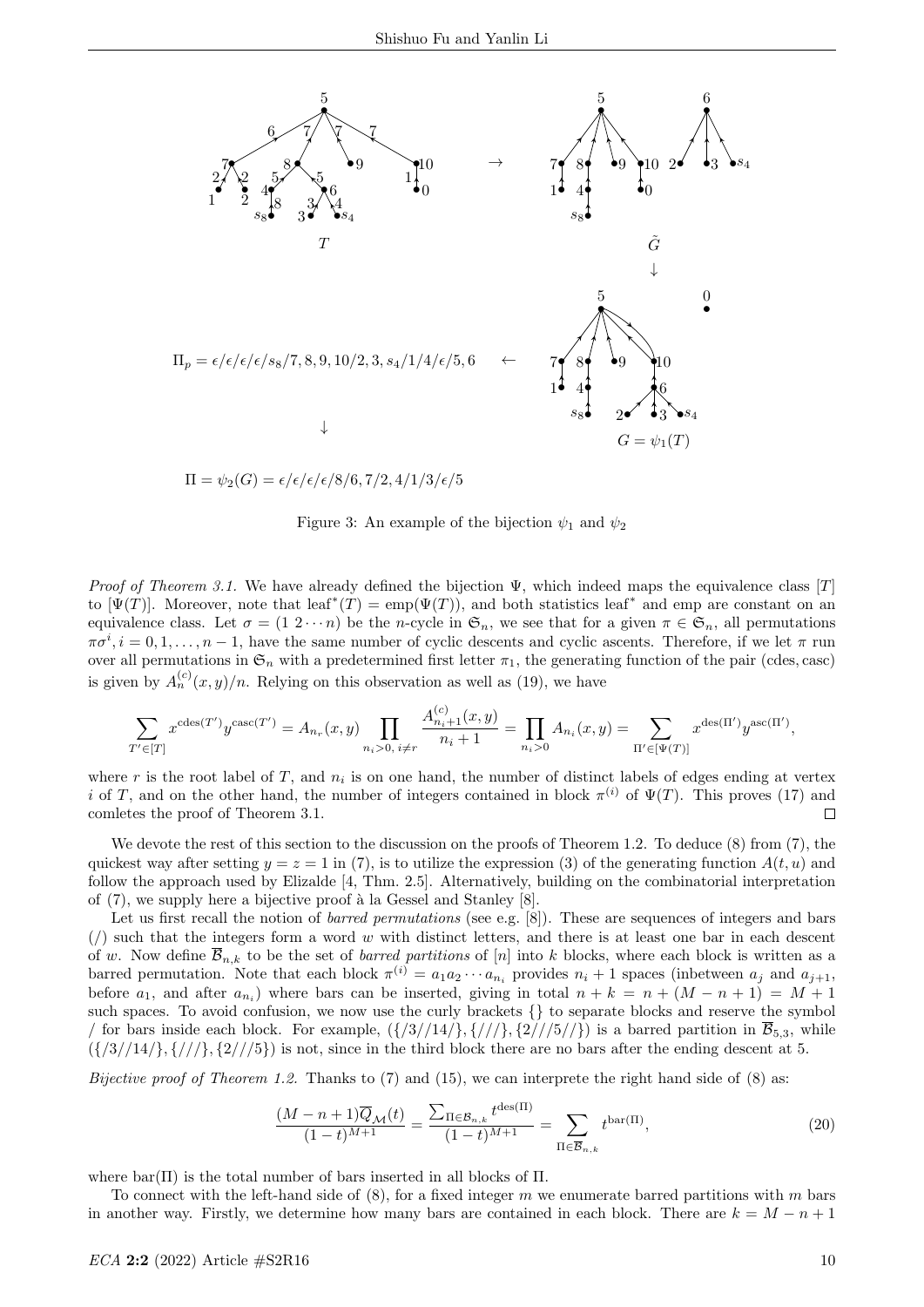$\Pi_p = \epsilon/\epsilon/\epsilon/\epsilon/s_8/7,8,9,10/2,3,s_4/1/4/\epsilon/5,6$

$\Pi = \psi_2(G) = \epsilon/\epsilon/\epsilon/\epsilon/8/6,7/2,4/1/3/\epsilon/5$

Figure 3: An example of the bijection $\psi_1$ and $\psi_2$

*Proof of Theorem 3.1.* We have already defined the bijection $\Psi$, which indeed maps the equivalence class $[T]$ to $[\Psi(T)]$. Moreover, note that $\mathrm{leaf}^*(T) = \mathrm{emp}(\Psi(T))$, and both statistics $\mathrm{leaf}^*$ and emp are constant on an equivalence class. Let $\sigma = (1\ 2 \cdots n)$ be the $n$-cycle in $\mathfrak{S}_n$, we see that for a given $\pi \in \mathfrak{S}_n$, all permutations $\pi\sigma^i, i = 0, 1, \ldots, n-1$, have the same number of cyclic descents and cyclic ascents. Therefore, if we let $\pi$ run over all permutations in $\mathfrak{S}_n$ with a predetermined first letter $\pi_1$, the generating function of the pair (cdes, casc) is given by $A_n^{(c)}(x,y)/n$. Relying on this observation as well as (19), we have

$$\sum_{T' \in [T]} x^{\mathrm{cdes}(T')} y^{\mathrm{casc}(T')} = A_{n_r}(x,y) \prod_{n_i > 0,\, i \neq r} \frac{A^{(c)}_{n_i+1}(x,y)}{n_i+1} = \prod_{n_i>0} A_{n_i}(x,y) = \sum_{\Pi' \in [\Psi(T)]} x^{\mathrm{des}(\Pi')} y^{\mathrm{asc}(\Pi')},$$

where $r$ is the root label of $T$, and $n_i$ is on one hand, the number of distinct labels of edges ending at vertex $i$ of $T$, and on the other hand, the number of integers contained in block $\pi^{(i)}$ of $\Psi(T)$. This proves (17) and comletes the proof of Theorem 3.1. $\square$

We devote the rest of this section to the discussion on the proofs of Theorem 1.2. To deduce (8) from (7), the quickest way after setting $y = z = 1$ in (7), is to utilize the expression (3) of the generating function $A(t,u)$ and follow the approach used by Elizalde [4, Thm. 2.5]. Alternatively, building on the combinatorial interpretation of (7), we supply here a bijective proof à la Gessel and Stanley [8].

Let us first recall the notion of *barred permutations* (see e.g. [8]). These are sequences of integers and bars (/) such that the integers form a word $w$ with distinct letters, and there is at least one bar in each descent of $w$. Now define $\overline{\mathcal{B}}_{n,k}$ to be the set of *barred partitions* of $[n]$ into $k$ blocks, where each block is written as a barred permutation. Note that each block $\pi^{(i)} = a_1 a_2 \cdots a_{n_i}$ provides $n_i + 1$ spaces (inbetween $a_j$ and $a_{j+1}$, before $a_1$, and after $a_{n_i}$) where bars can be inserted, giving in total $n + k = n + (M - n + 1) = M + 1$ such spaces. To avoid confusion, we now use the curly brackets $\{\}$ to separate blocks and reserve the symbol $/$ for bars inside each block. For example, $(\{/3//14/\}, \{///\}, \{2///5//\})$ is a barred partition in $\overline{\mathcal{B}}_{5,3}$, while $(\{/3//14/\}, \{///\}, \{2///5\})$ is not, since in the third block there are no bars after the ending descent at 5.

*Bijective proof of Theorem 1.2.* Thanks to (7) and (15), we can interprete the right hand side of (8) as:

$$\frac{(M-n+1)\overline{Q}_{\mathcal{M}}(t)}{(1-t)^{M+1}} = \frac{\sum_{\Pi \in \mathcal{B}_{n,k}} t^{\mathrm{des}(\Pi)}}{(1-t)^{M+1}} = \sum_{\Pi \in \overline{\mathcal{B}}_{n,k}} t^{\mathrm{bar}(\Pi)}, \tag{20}$$

where $\mathrm{bar}(\Pi)$ is the total number of bars inserted in all blocks of $\Pi$.

To connect with the left-hand side of (8), for a fixed integer $m$ we enumerate barred partitions with $m$ bars in another way. Firstly, we determine how many bars are contained in each block. There are $k = M - n + 1$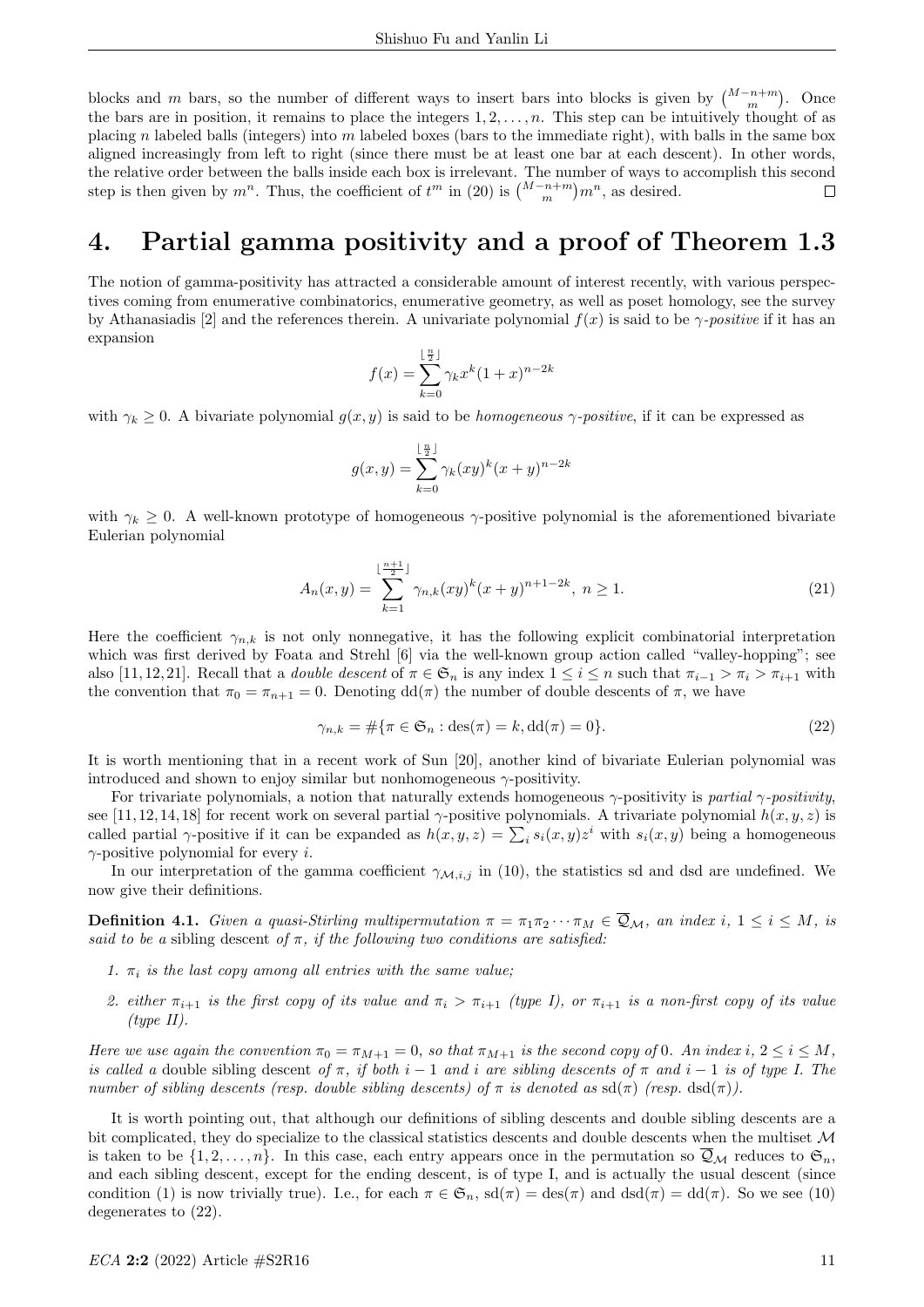blocks and $m$ bars, so the number of different ways to insert bars into blocks is given by $\binom{M-n+m}{m}$. Once the bars are in position, it remains to place the integers $1, 2, \ldots, n$. This step can be intuitively thought of as placing $n$ labeled balls (integers) into $m$ labeled boxes (bars to the immediate right), with balls in the same box aligned increasingly from left to right (since there must be at least one bar at each descent). In other words, the relative order between the balls inside each box is irrelevant. The number of ways to accomplish this second step is then given by $m^n$. Thus, the coefficient of $t^m$ in (20) is $\binom{M-n+m}{m} m^n$, as desired. □

# 4. Partial gamma positivity and a proof of Theorem 1.3

The notion of gamma-positivity has attracted a considerable amount of interest recently, with various perspectives coming from enumerative combinatorics, enumerative geometry, as well as poset homology, see the survey by Athanasiadis [2] and the references therein. A univariate polynomial $f(x)$ is said to be *$\gamma$-positive* if it has an expansion

$$f(x) = \sum_{k=0}^{\lfloor \frac{n}{2} \rfloor} \gamma_k x^k (1+x)^{n-2k}$$

with $\gamma_k \geq 0$. A bivariate polynomial $g(x, y)$ is said to be *homogeneous $\gamma$-positive*, if it can be expressed as

$$g(x, y) = \sum_{k=0}^{\lfloor \frac{n}{2} \rfloor} \gamma_k (xy)^k (x+y)^{n-2k}$$

with $\gamma_k \geq 0$. A well-known prototype of homogeneous $\gamma$-positive polynomial is the aforementioned bivariate Eulerian polynomial

$$A_n(x, y) = \sum_{k=1}^{\lfloor \frac{n+1}{2} \rfloor} \gamma_{n,k} (xy)^k (x+y)^{n+1-2k}, \ n \geq 1. \tag{21}$$

Here the coefficient $\gamma_{n,k}$ is not only nonnegative, it has the following explicit combinatorial interpretation which was first derived by Foata and Strehl [6] via the well-known group action called "valley-hopping"; see also [11, 12, 21]. Recall that a *double descent* of $\pi \in \mathfrak{S}_n$ is any index $1 \leq i \leq n$ such that $\pi_{i-1} > \pi_i > \pi_{i+1}$ with the convention that $\pi_0 = \pi_{n+1} = 0$. Denoting $\mathrm{dd}(\pi)$ the number of double descents of $\pi$, we have

$$\gamma_{n,k} = \#\{\pi \in \mathfrak{S}_n : \mathrm{des}(\pi) = k, \mathrm{dd}(\pi) = 0\}. \tag{22}$$

It is worth mentioning that in a recent work of Sun [20], another kind of bivariate Eulerian polynomial was introduced and shown to enjoy similar but nonhomogeneous $\gamma$-positivity.

For trivariate polynomials, a notion that naturally extends homogeneous $\gamma$-positivity is *partial $\gamma$-positivity*, see [11, 12, 14, 18] for recent work on several partial $\gamma$-positive polynomials. A trivariate polynomial $h(x, y, z)$ is called partial $\gamma$-positive if it can be expanded as $h(x, y, z) = \sum_i s_i(x, y) z^i$ with $s_i(x, y)$ being a homogeneous $\gamma$-positive polynomial for every $i$.

In our interpretation of the gamma coefficient $\gamma_{\mathcal{M},i,j}$ in (10), the statistics sd and dsd are undefined. We now give their definitions.

**Definition 4.1.** *Given a quasi-Stirling multipermutation $\pi = \pi_1 \pi_2 \cdots \pi_M \in \overline{\mathcal{Q}}_{\mathcal{M}}$, an index $i$, $1 \leq i \leq M$, is said to be a* sibling descent *of $\pi$, if the following two conditions are satisfied:*

1. *$\pi_i$ is the last copy among all entries with the same value;*
2. *either $\pi_{i+1}$ is the first copy of its value and $\pi_i > \pi_{i+1}$ (type I), or $\pi_{i+1}$ is a non-first copy of its value (type II).*

*Here we use again the convention $\pi_0 = \pi_{M+1} = 0$, so that $\pi_{M+1}$ is the second copy of 0. An index $i$, $2 \leq i \leq M$, is called a* double sibling descent *of $\pi$, if both $i-1$ and $i$ are sibling descents of $\pi$ and $i-1$ is of type I. The number of sibling descents (resp. double sibling descents) of $\pi$ is denoted as $\mathrm{sd}(\pi)$ (resp. $\mathrm{dsd}(\pi)$).*

It is worth pointing out, that although our definitions of sibling descents and double sibling descents are a bit complicated, they do specialize to the classical statistics descents and double descents when the multiset $\mathcal{M}$ is taken to be $\{1, 2, \ldots, n\}$. In this case, each entry appears once in the permutation so $\overline{\mathcal{Q}}_{\mathcal{M}}$ reduces to $\mathfrak{S}_n$, and each sibling descent, except for the ending descent, is of type I, and is actually the usual descent (since condition (1) is now trivially true). I.e., for each $\pi \in \mathfrak{S}_n$, $\mathrm{sd}(\pi) = \mathrm{des}(\pi)$ and $\mathrm{dsd}(\pi) = \mathrm{dd}(\pi)$. So we see (10) degenerates to (22).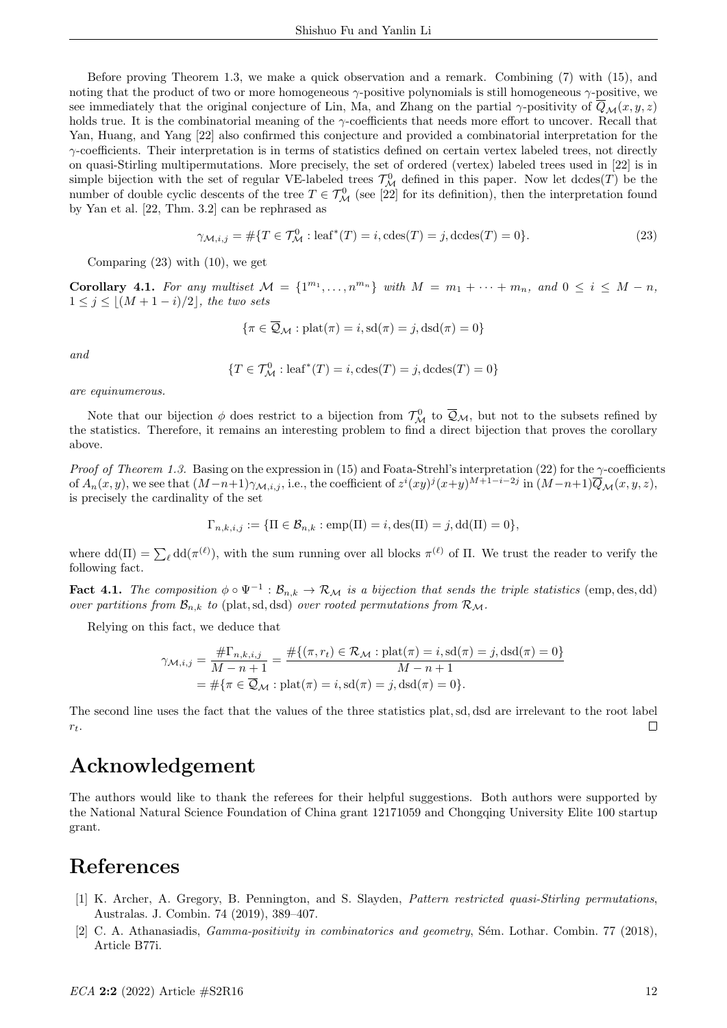Before proving Theorem 1.3, we make a quick observation and a remark. Combining (7) with (15), and noting that the product of two or more homogeneous $\gamma$-positive polynomials is still homogeneous $\gamma$-positive, we see immediately that the original conjecture of Lin, Ma, and Zhang on the partial $\gamma$-positivity of $\overline{Q}_{\mathcal{M}}(x,y,z)$ holds true. It is the combinatorial meaning of the $\gamma$-coefficients that needs more effort to uncover. Recall that Yan, Huang, and Yang [22] also confirmed this conjecture and provided a combinatorial interpretation for the $\gamma$-coefficients. Their interpretation is in terms of statistics defined on certain vertex labeled trees, not directly on quasi-Stirling multipermutations. More precisely, the set of ordered (vertex) labeled trees used in [22] is in simple bijection with the set of regular VE-labeled trees $\mathcal{T}^0_{\mathcal{M}}$ defined in this paper. Now let $\operatorname{dcdes}(T)$ be the number of double cyclic descents of the tree $T \in \mathcal{T}^0_{\mathcal{M}}$ (see [22] for its definition), then the interpretation found by Yan et al. [22, Thm. 3.2] can be rephrased as

$$\gamma_{\mathcal{M},i,j} = \#\{T \in \mathcal{T}^0_{\mathcal{M}} : \operatorname{leaf}^*(T) = i, \operatorname{cdes}(T) = j, \operatorname{dcdes}(T) = 0\}. \tag{23}$$

Comparing (23) with (10), we get

**Corollary 4.1.** *For any multiset $\mathcal{M} = \{1^{m_1}, \ldots, n^{m_n}\}$ with $M = m_1 + \cdots + m_n$, and $0 \le i \le M-n$, $1 \le j \le \lfloor (M+1-i)/2 \rfloor$, the two sets*

$$\{\pi \in \overline{\mathcal{Q}}_{\mathcal{M}} : \operatorname{plat}(\pi) = i, \operatorname{sd}(\pi) = j, \operatorname{dsd}(\pi) = 0\}$$

*and*

$$\{T \in \mathcal{T}^0_{\mathcal{M}} : \operatorname{leaf}^*(T) = i, \operatorname{cdes}(T) = j, \operatorname{dcdes}(T) = 0\}$$

*are equinumerous.*

Note that our bijection $\phi$ does restrict to a bijection from $\mathcal{T}^0_{\mathcal{M}}$ to $\overline{\mathcal{Q}}_{\mathcal{M}}$, but not to the subsets refined by the statistics. Therefore, it remains an interesting problem to find a direct bijection that proves the corollary above.

*Proof of Theorem 1.3.* Basing on the expression in (15) and Foata-Strehl's interpretation (22) for the $\gamma$-coefficients of $A_n(x,y)$, we see that $(M-n+1)\gamma_{\mathcal{M},i,j}$, i.e., the coefficient of $z^i(xy)^j(x+y)^{M+1-i-2j}$ in $(M-n+1)\overline{Q}_{\mathcal{M}}(x,y,z)$, is precisely the cardinality of the set

$$\Gamma_{n,k,i,j} := \{\Pi \in \mathcal{B}_{n,k} : \operatorname{emp}(\Pi) = i, \operatorname{des}(\Pi) = j, \operatorname{dd}(\Pi) = 0\},$$

where $\operatorname{dd}(\Pi) = \sum_{\ell} \operatorname{dd}(\pi^{(\ell)})$, with the sum running over all blocks $\pi^{(\ell)}$ of $\Pi$. We trust the reader to verify the following fact.

**Fact 4.1.** *The composition $\phi \circ \Psi^{-1} : \mathcal{B}_{n,k} \to \mathcal{R}_{\mathcal{M}}$ is a bijection that sends the triple statistics* $(\operatorname{emp}, \operatorname{des}, \operatorname{dd})$ *over partitions from $\mathcal{B}_{n,k}$ to* $(\operatorname{plat}, \operatorname{sd}, \operatorname{dsd})$ *over rooted permutations from $\mathcal{R}_{\mathcal{M}}$.*

Relying on this fact, we deduce that

$$\begin{aligned}
\gamma_{\mathcal{M},i,j} = \frac{\#\Gamma_{n,k,i,j}}{M-n+1} &= \frac{\#\{(\pi, r_t) \in \mathcal{R}_{\mathcal{M}} : \operatorname{plat}(\pi) = i, \operatorname{sd}(\pi) = j, \operatorname{dsd}(\pi) = 0\}}{M-n+1} \\
&= \#\{\pi \in \overline{\mathcal{Q}}_{\mathcal{M}} : \operatorname{plat}(\pi) = i, \operatorname{sd}(\pi) = j, \operatorname{dsd}(\pi) = 0\}.
\end{aligned}$$

The second line uses the fact that the values of the three statistics plat, sd, dsd are irrelevant to the root label $r_t$. □

# Acknowledgement

The authors would like to thank the referees for their helpful suggestions. Both authors were supported by the National Natural Science Foundation of China grant 12171059 and Chongqing University Elite 100 startup grant.

# References

[1] K. Archer, A. Gregory, B. Pennington, and S. Slayden, *Pattern restricted quasi-Stirling permutations*, Australas. J. Combin. 74 (2019), 389–407.

[2] C. A. Athanasiadis, *Gamma-positivity in combinatorics and geometry*, Sém. Lothar. Combin. 77 (2018), Article B77i.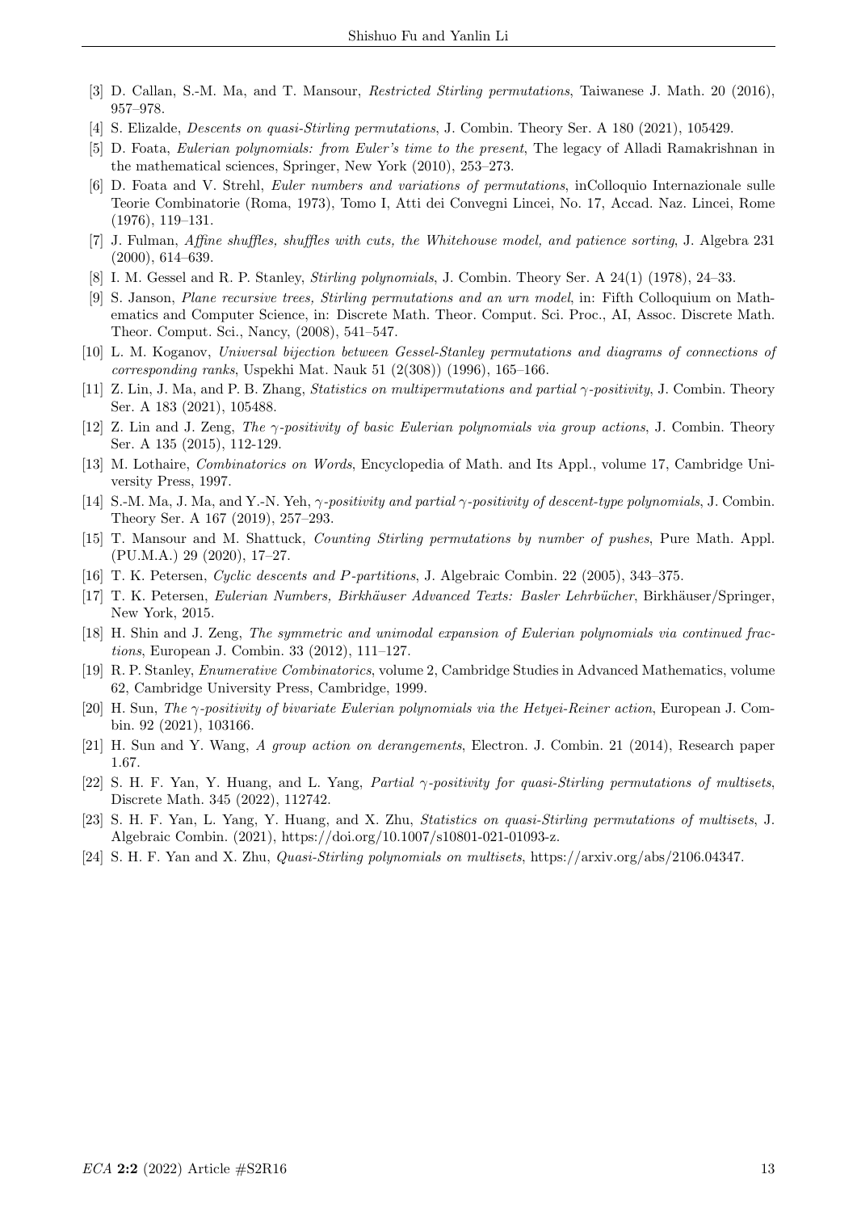[3] D. Callan, S.-M. Ma, and T. Mansour, *Restricted Stirling permutations*, Taiwanese J. Math. 20 (2016), 957–978.

[4] S. Elizalde, *Descents on quasi-Stirling permutations*, J. Combin. Theory Ser. A 180 (2021), 105429.

[5] D. Foata, *Eulerian polynomials: from Euler's time to the present*, The legacy of Alladi Ramakrishnan in the mathematical sciences, Springer, New York (2010), 253–273.

[6] D. Foata and V. Strehl, *Euler numbers and variations of permutations*, inColloquio Internazionale sulle Teorie Combinatorie (Roma, 1973), Tomo I, Atti dei Convegni Lincei, No. 17, Accad. Naz. Lincei, Rome (1976), 119–131.

[7] J. Fulman, *Affine shuffles, shuffles with cuts, the Whitehouse model, and patience sorting*, J. Algebra 231 (2000), 614–639.

[8] I. M. Gessel and R. P. Stanley, *Stirling polynomials*, J. Combin. Theory Ser. A 24(1) (1978), 24–33.

[9] S. Janson, *Plane recursive trees, Stirling permutations and an urn model*, in: Fifth Colloquium on Mathematics and Computer Science, in: Discrete Math. Theor. Comput. Sci. Proc., AI, Assoc. Discrete Math. Theor. Comput. Sci., Nancy, (2008), 541–547.

[10] L. M. Koganov, *Universal bijection between Gessel-Stanley permutations and diagrams of connections of corresponding ranks*, Uspekhi Mat. Nauk 51 (2(308)) (1996), 165–166.

[11] Z. Lin, J. Ma, and P. B. Zhang, *Statistics on multipermutations and partial $\gamma$-positivity*, J. Combin. Theory Ser. A 183 (2021), 105488.

[12] Z. Lin and J. Zeng, *The $\gamma$-positivity of basic Eulerian polynomials via group actions*, J. Combin. Theory Ser. A 135 (2015), 112-129.

[13] M. Lothaire, *Combinatorics on Words*, Encyclopedia of Math. and Its Appl., volume 17, Cambridge University Press, 1997.

[14] S.-M. Ma, J. Ma, and Y.-N. Yeh, *$\gamma$-positivity and partial $\gamma$-positivity of descent-type polynomials*, J. Combin. Theory Ser. A 167 (2019), 257–293.

[15] T. Mansour and M. Shattuck, *Counting Stirling permutations by number of pushes*, Pure Math. Appl. (PU.M.A.) 29 (2020), 17–27.

[16] T. K. Petersen, *Cyclic descents and $P$-partitions*, J. Algebraic Combin. 22 (2005), 343–375.

[17] T. K. Petersen, *Eulerian Numbers, Birkhäuser Advanced Texts: Basler Lehrbücher*, Birkhäuser/Springer, New York, 2015.

[18] H. Shin and J. Zeng, *The symmetric and unimodal expansion of Eulerian polynomials via continued fractions*, European J. Combin. 33 (2012), 111–127.

[19] R. P. Stanley, *Enumerative Combinatorics*, volume 2, Cambridge Studies in Advanced Mathematics, volume 62, Cambridge University Press, Cambridge, 1999.

[20] H. Sun, *The $\gamma$-positivity of bivariate Eulerian polynomials via the Hetyei-Reiner action*, European J. Combin. 92 (2021), 103166.

[21] H. Sun and Y. Wang, *A group action on derangements*, Electron. J. Combin. 21 (2014), Research paper 1.67.

[22] S. H. F. Yan, Y. Huang, and L. Yang, *Partial $\gamma$-positivity for quasi-Stirling permutations of multisets*, Discrete Math. 345 (2022), 112742.

[23] S. H. F. Yan, L. Yang, Y. Huang, and X. Zhu, *Statistics on quasi-Stirling permutations of multisets*, J. Algebraic Combin. (2021), https://doi.org/10.1007/s10801-021-01093-z.

[24] S. H. F. Yan and X. Zhu, *Quasi-Stirling polynomials on multisets*, https://arxiv.org/abs/2106.04347.